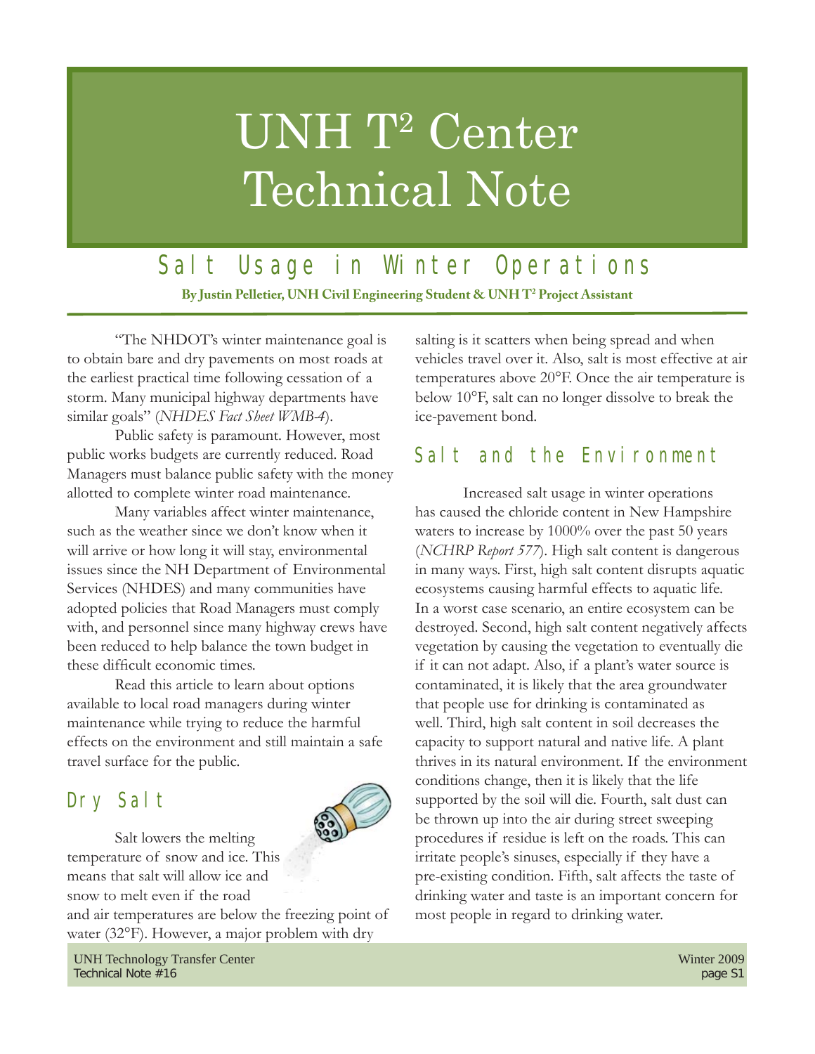# UNH $T^2$ Center Technical Note

## Salt Usage in Winter Operations

**By Justin Pelletier, UNH Civil Engineering Student & UNH $T^2$ Project Assistant**

"The NHDOT's winter maintenance goal is to obtain bare and dry pavements on most roads at the earliest practical time following cessation of a storm. Many municipal highway departments have similar goals" (*NHDES Fact Sheet WMB-4*).

Public safety is paramount. However, most public works budgets are currently reduced. Road Managers must balance public safety with the money allotted to complete winter road maintenance.

Many variables affect winter maintenance, such as the weather since we don't know when it will arrive or how long it will stay, environmental issues since the NH Department of Environmental Services (NHDES) and many communities have adopted policies that Road Managers must comply with, and personnel since many highway crews have been reduced to help balance the town budget in these difficult economic times.

Read this article to learn about options available to local road managers during winter maintenance while trying to reduce the harmful effects on the environment and still maintain a safe travel surface for the public.

## Dry Salt

Salt lowers the melting temperature of snow and ice. This means that salt will allow ice and snow to melt even if the road and air temperatures are below the freezing point of water (32°F). However, a major problem with dry salting is it scatters when being spread and when vehicles travel over it. Also, salt is most effective at air temperatures above 20°F. Once the air temperature is below 10°F, salt can no longer dissolve to break the ice-pavement bond.

## Salt and the Environment

Increased salt usage in winter operations has caused the chloride content in New Hampshire waters to increase by 1000% over the past 50 years (*NCHRP Report 577*). High salt content is dangerous in many ways. First, high salt content disrupts aquatic ecosystems causing harmful effects to aquatic life. In a worst case scenario, an entire ecosystem can be destroyed. Second, high salt content negatively affects vegetation by causing the vegetation to eventually die if it can not adapt. Also, if a plant's water source is contaminated, it is likely that the area groundwater that people use for drinking is contaminated as well. Third, high salt content in soil decreases the capacity to support natural and native life. A plant thrives in its natural environment. If the environment conditions change, then it is likely that the life supported by the soil will die. Fourth, salt dust can be thrown up into the air during street sweeping procedures if residue is left on the roads. This can irritate people's sinuses, especially if they have a pre-existing condition. Fifth, salt affects the taste of drinking water and taste is an important concern for most people in regard to drinking water.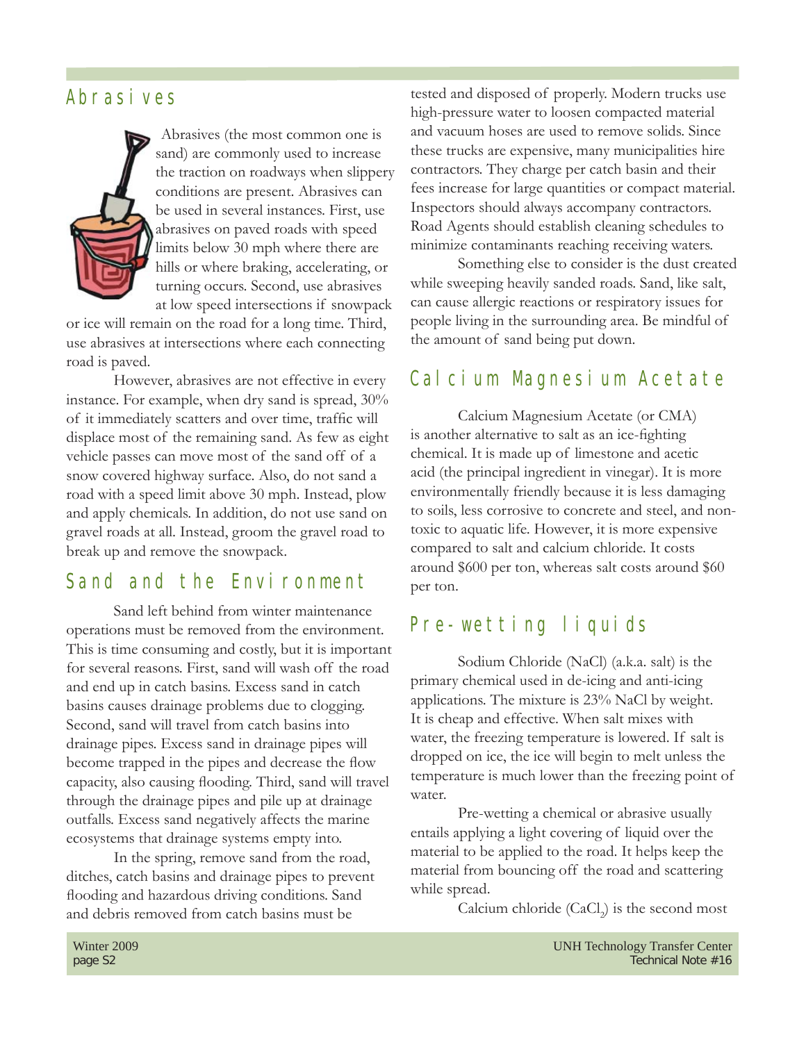## Abrasives

Abrasives (the most common one is sand) are commonly used to increase the traction on roadways when slippery conditions are present. Abrasives can be used in several instances. First, use abrasives on paved roads with speed limits below 30 mph where there are hills or where braking, accelerating, or turning occurs. Second, use abrasives at low speed intersections if snowpack or ice will remain on the road for a long time. Third, use abrasives at intersections where each connecting road is paved.

However, abrasives are not effective in every instance. For example, when dry sand is spread, 30% of it immediately scatters and over time, traffic will displace most of the remaining sand. As few as eight vehicle passes can move most of the sand off of a snow covered highway surface. Also, do not sand a road with a speed limit above 30 mph. Instead, plow and apply chemicals. In addition, do not use sand on gravel roads at all. Instead, groom the gravel road to break up and remove the snowpack.

## Sand and the Environment

Sand left behind from winter maintenance operations must be removed from the environment. This is time consuming and costly, but it is important for several reasons. First, sand will wash off the road and end up in catch basins. Excess sand in catch basins causes drainage problems due to clogging. Second, sand will travel from catch basins into drainage pipes. Excess sand in drainage pipes will become trapped in the pipes and decrease the flow capacity, also causing flooding. Third, sand will travel through the drainage pipes and pile up at drainage outfalls. Excess sand negatively affects the marine ecosystems that drainage systems empty into.

In the spring, remove sand from the road, ditches, catch basins and drainage pipes to prevent flooding and hazardous driving conditions. Sand and debris removed from catch basins must be tested and disposed of properly. Modern trucks use high-pressure water to loosen compacted material and vacuum hoses are used to remove solids. Since these trucks are expensive, many municipalities hire contractors. They charge per catch basin and their fees increase for large quantities or compact material. Inspectors should always accompany contractors. Road Agents should establish cleaning schedules to minimize contaminants reaching receiving waters.

Something else to consider is the dust created while sweeping heavily sanded roads. Sand, like salt, can cause allergic reactions or respiratory issues for people living in the surrounding area. Be mindful of the amount of sand being put down.

## Calcium Magnesium Acetate

Calcium Magnesium Acetate (or CMA) is another alternative to salt as an ice-fighting chemical. It is made up of limestone and acetic acid (the principal ingredient in vinegar). It is more environmentally friendly because it is less damaging to soils, less corrosive to concrete and steel, and non-toxic to aquatic life. However, it is more expensive compared to salt and calcium chloride. It costs around $600 per ton, whereas salt costs around $60 per ton.

## Pre-wetting liquids

Sodium Chloride (NaCl) (a.k.a. salt) is the primary chemical used in de-icing and anti-icing applications. The mixture is 23% NaCl by weight. It is cheap and effective. When salt mixes with water, the freezing temperature is lowered. If salt is dropped on ice, the ice will begin to melt unless the temperature is much lower than the freezing point of water.

Pre-wetting a chemical or abrasive usually entails applying a light covering of liquid over the material to be applied to the road. It helps keep the material from bouncing off the road and scattering while spread.

Calcium chloride ($CaCl_2$) is the second most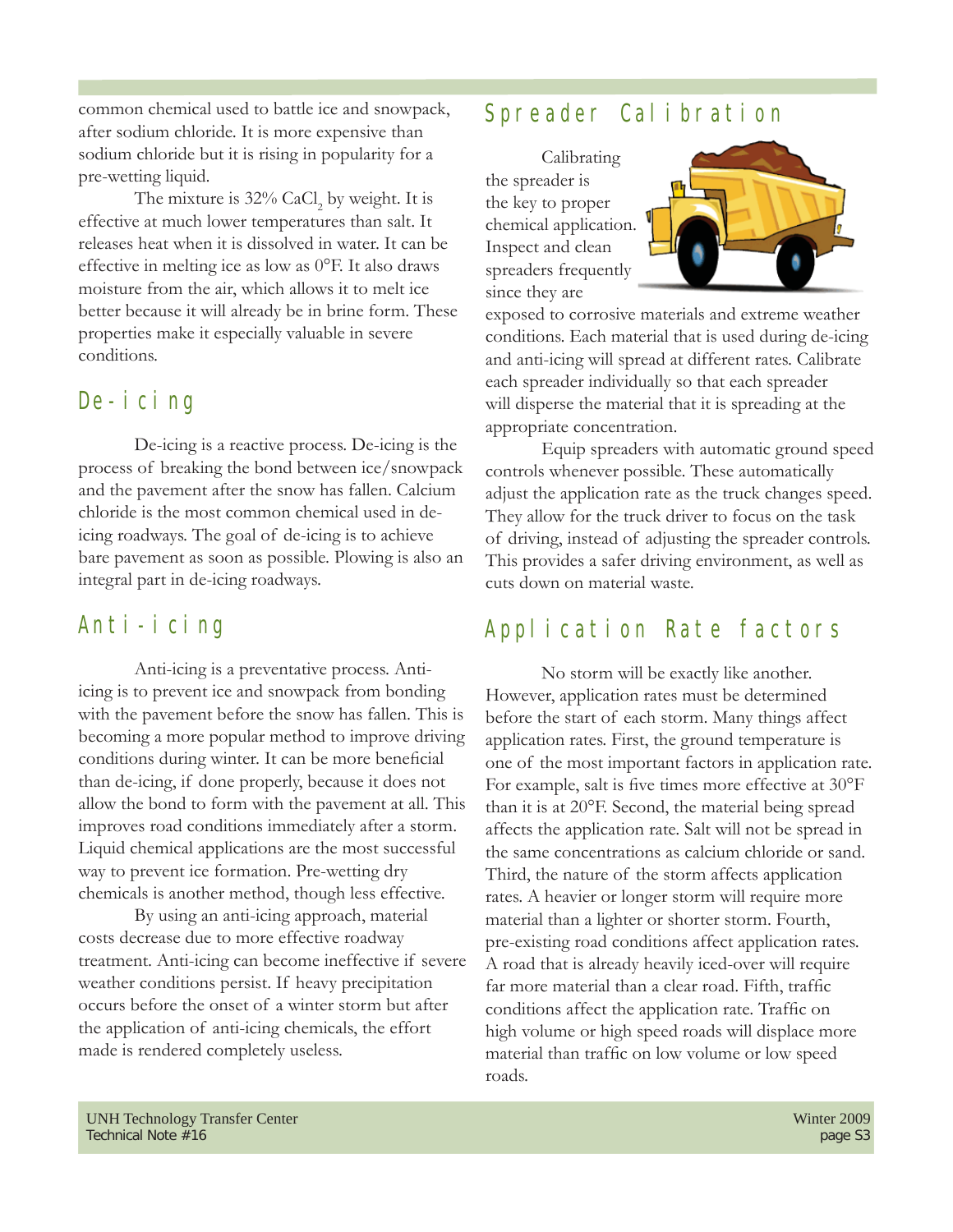common chemical used to battle ice and snowpack, after sodium chloride. It is more expensive than sodium chloride but it is rising in popularity for a pre-wetting liquid.

The mixture is 32% $CaCl_2$ by weight. It is effective at much lower temperatures than salt. It releases heat when it is dissolved in water. It can be effective in melting ice as low as 0°F. It also draws moisture from the air, which allows it to melt ice better because it will already be in brine form. These properties make it especially valuable in severe conditions.

## De-icing

De-icing is a reactive process. De-icing is the process of breaking the bond between ice/snowpack and the pavement after the snow has fallen. Calcium chloride is the most common chemical used in de-icing roadways. The goal of de-icing is to achieve bare pavement as soon as possible. Plowing is also an integral part in de-icing roadways.

## Anti-icing

Anti-icing is a preventative process. Anti-icing is to prevent ice and snowpack from bonding with the pavement before the snow has fallen. This is becoming a more popular method to improve driving conditions during winter. It can be more beneficial than de-icing, if done properly, because it does not allow the bond to form with the pavement at all. This improves road conditions immediately after a storm. Liquid chemical applications are the most successful way to prevent ice formation. Pre-wetting dry chemicals is another method, though less effective.

By using an anti-icing approach, material costs decrease due to more effective roadway treatment. Anti-icing can become ineffective if severe weather conditions persist. If heavy precipitation occurs before the onset of a winter storm but after the application of anti-icing chemicals, the effort made is rendered completely useless.

## Spreader Calibration

Calibrating the spreader is the key to proper chemical application. Inspect and clean spreaders frequently since they are exposed to corrosive materials and extreme weather conditions. Each material that is used during de-icing and anti-icing will spread at different rates. Calibrate each spreader individually so that each spreader will disperse the material that it is spreading at the appropriate concentration.

Equip spreaders with automatic ground speed controls whenever possible. These automatically adjust the application rate as the truck changes speed. They allow for the truck driver to focus on the task of driving, instead of adjusting the spreader controls. This provides a safer driving environment, as well as cuts down on material waste.

## Application Rate factors

No storm will be exactly like another. However, application rates must be determined before the start of each storm. Many things affect application rates. First, the ground temperature is one of the most important factors in application rate. For example, salt is five times more effective at 30°F than it is at 20°F. Second, the material being spread affects the application rate. Salt will not be spread in the same concentrations as calcium chloride or sand. Third, the nature of the storm affects application rates. A heavier or longer storm will require more material than a lighter or shorter storm. Fourth, pre-existing road conditions affect application rates. A road that is already heavily iced-over will require far more material than a clear road. Fifth, traffic conditions affect the application rate. Traffic on high volume or high speed roads will displace more material than traffic on low volume or low speed roads.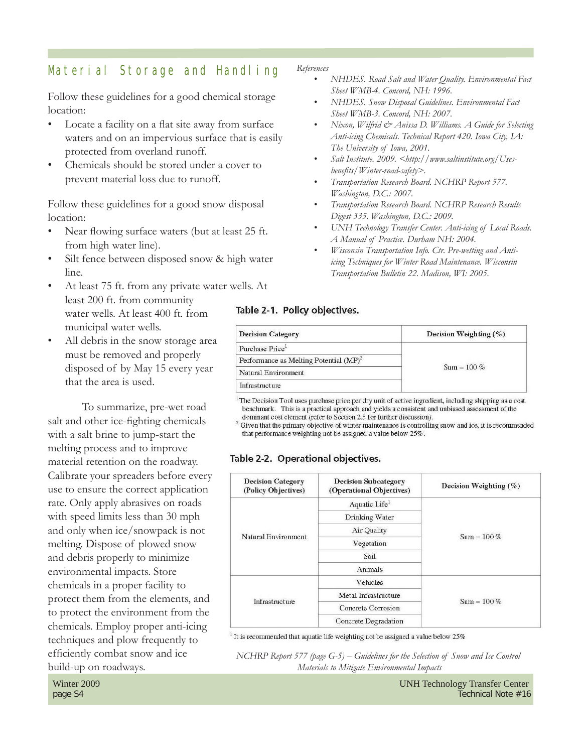## Material Storage and Handling

Follow these guidelines for a good chemical storage location:

- Locate a facility on a flat site away from surface waters and on an impervious surface that is easily protected from overland runoff.
- Chemicals should be stored under a cover to prevent material loss due to runoff.

Follow these guidelines for a good snow disposal location:

- Near flowing surface waters (but at least 25 ft. from high water line).
- Silt fence between disposed snow & high water line.
- At least 75 ft. from any private water wells. At least 200 ft. from community water wells. At least 400 ft. from municipal water wells.
- All debris in the snow storage area must be removed and properly disposed of by May 15 every year that the area is used.

To summarize, pre-wet road salt and other ice-fighting chemicals with a salt brine to jump-start the melting process and to improve material retention on the roadway. Calibrate your spreaders before every use to ensure the correct application rate. Only apply abrasives on roads with speed limits less than 30 mph and only when ice/snowpack is not melting. Dispose of plowed snow and debris properly to minimize environmental impacts. Store chemicals in a proper facility to protect them from the elements, and to protect the environment from the chemicals. Employ proper anti-icing techniques and plow frequently to efficiently combat snow and ice build-up on roadways.

*References*

- *NHDES. Road Salt and Water Quality. Environmental Fact Sheet WMB-4. Concord, NH: 1996.*
- *NHDES. Snow Disposal Guidelines. Environmental Fact Sheet WMB-3. Concord, NH: 2007.*
- *Nixon, Wilfrid & Anissa D. Williams. A Guide for Selecting Anti-icing Chemicals. Technical Report 420. Iowa City, IA: The University of Iowa, 2001.*
- *Salt Institute. 2009. <http://www.saltinstitute.org/Uses-benefits/Winter-road-safety>.*
- *Transportation Research Board. NCHRP Report 577. Washington, D.C.: 2007.*
- *Transportation Research Board. NCHRP Research Results Digest 335. Washington, D.C.: 2009.*
- *UNH Technology Transfer Center. Anti-icing of Local Roads. A Manual of Practice. Durham NH: 2004.*
- *Wisconsin Transportation Info. Ctr. Pre-wetting and Anti-icing Techniques for Winter Road Maintenance. Wisconsin Transportation Bulletin 22. Madison, WI: 2005.*

**Table 2-1. Policy objectives.**

| Decision Category | Decision Weighting (%) |
|---|---|
| Purchase Price[1] | Sum = 100 % |
| Performance as Melting Potential (MP)[2] | |
| Natural Environment | |
| Infrastructure | |

[1] The Decision Tool uses purchase price per dry unit of active ingredient, including shipping as a cost benchmark. This is a practical approach and yields a consistent and unbiased assessment of the dominant cost element (refer to Section 2.5 for further discussion).
[2] Given that the primary objective of winter maintenance is controlling snow and ice, it is recommended that performance weighting not be assigned a value below 25%.

**Table 2-2. Operational objectives.**

| Decision Category (Policy Objectives) | Decision Subcategory (Operational Objectives) | Decision Weighting (%) |
|---|---|---|
| Natural Environment | Aquatic Life[1] | Sum = 100 % |
| | Drinking Water | |
| | Air Quality | |
| | Vegetation | |
| | Soil | |
| | Animals | |
| Infrastructure | Vehicles | Sum = 100 % |
| | Metal Infrastructure | |
| | Concrete Corrosion | |
| | Concrete Degradation | |

[1] It is recommended that aquatic life weighting not be assigned a value below 25%

*NCHRP Report 577 (page G-5) – Guidelines for the Selection of Snow and Ice Control Materials to Mitigate Environmental Impacts*